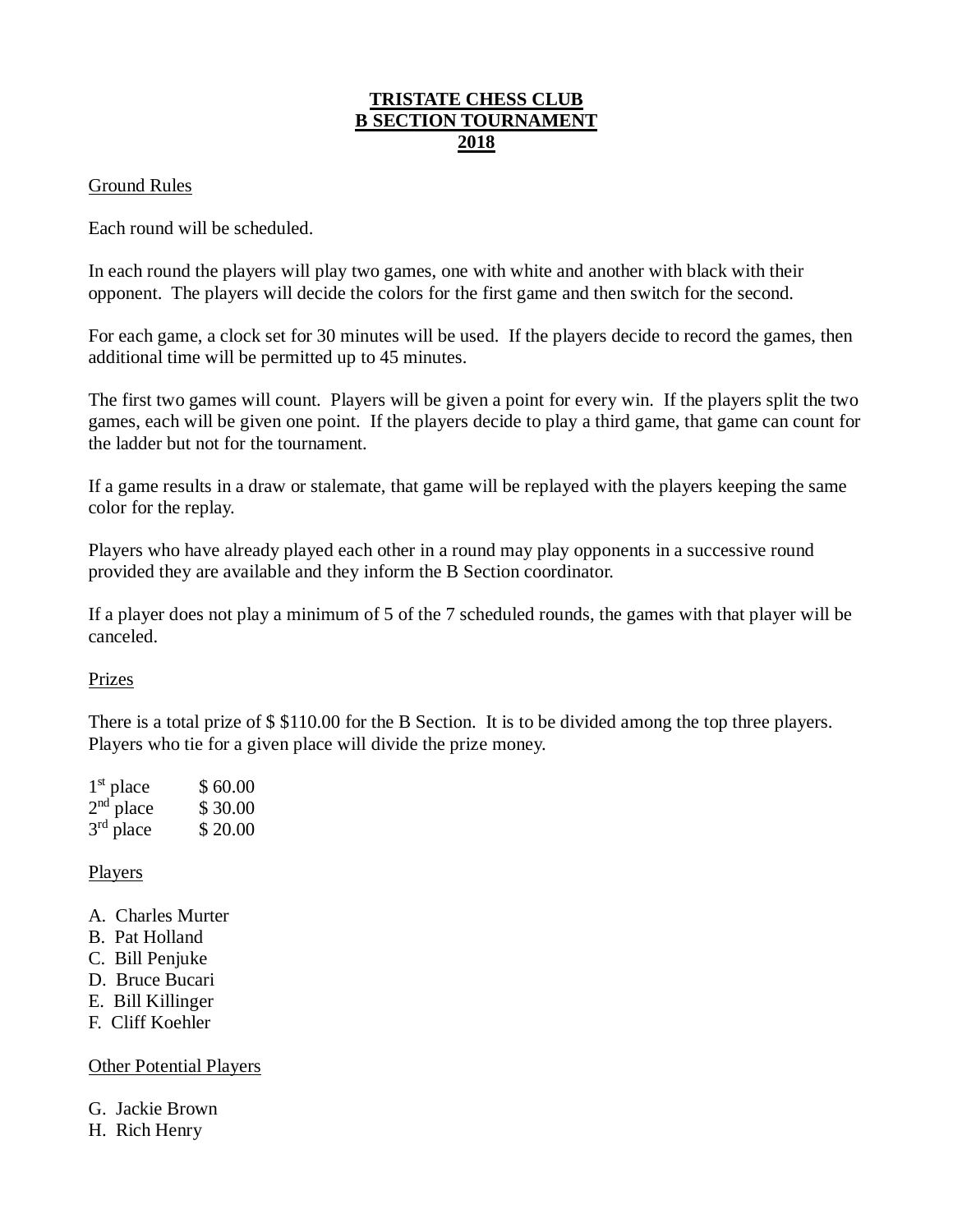# TRISTATE CHESS CLUB
# B SECTION TOURNAMENT
# 2018

## Ground Rules

Each round will be scheduled.

In each round the players will play two games, one with white and another with black with their opponent. The players will decide the colors for the first game and then switch for the second.

For each game, a clock set for 30 minutes will be used. If the players decide to record the games, then additional time will be permitted up to 45 minutes.

The first two games will count. Players will be given a point for every win. If the players split the two games, each will be given one point. If the players decide to play a third game, that game can count for the ladder but not for the tournament.

If a game results in a draw or stalemate, that game will be replayed with the players keeping the same color for the replay.

Players who have already played each other in a round may play opponents in a successive round provided they are available and they inform the B Section coordinator.

If a player does not play a minimum of 5 of the 7 scheduled rounds, the games with that player will be canceled.

## Prizes

There is a total prize of $ $110.00 for the B Section. It is to be divided among the top three players. Players who tie for a given place will divide the prize money.

| | |
|---|---|
| 1st place | $ 60.00 |
| 2nd place | $ 30.00 |
| 3rd place | $ 20.00 |

## Players

A. Charles Murter
B. Pat Holland
C. Bill Penjuke
D. Bruce Bucari
E. Bill Killinger
F. Cliff Koehler

## Other Potential Players

G. Jackie Brown
H. Rich Henry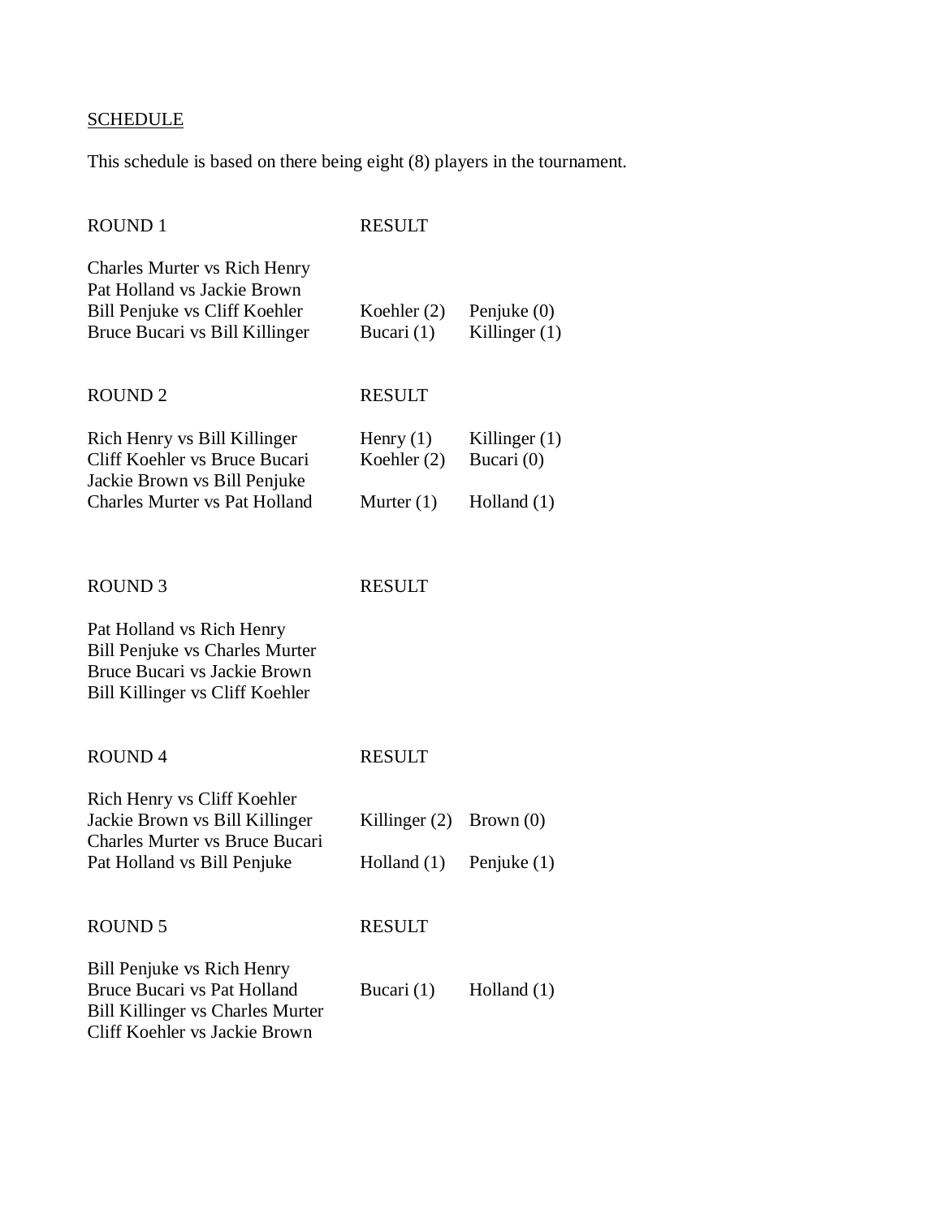SCHEDULE

This schedule is based on there being eight (8) players in the tournament.

| ROUND 1 | RESULT | |
|---|---|---|
| Charles Murter vs Rich Henry | | |
| Pat Holland vs Jackie Brown | | |
| Bill Penjuke vs Cliff Koehler | Koehler (2) | Penjuke (0) |
| Bruce Bucari vs Bill Killinger | Bucari (1) | Killinger (1) |

| ROUND 2 | RESULT | |
|---|---|---|
| Rich Henry vs Bill Killinger | Henry (1) | Killinger (1) |
| Cliff Koehler vs Bruce Bucari | Koehler (2) | Bucari (0) |
| Jackie Brown vs Bill Penjuke | | |
| Charles Murter vs Pat Holland | Murter (1) | Holland (1) |

| ROUND 3 | RESULT | |
|---|---|---|
| Pat Holland vs Rich Henry | | |
| Bill Penjuke vs Charles Murter | | |
| Bruce Bucari vs Jackie Brown | | |
| Bill Killinger vs Cliff Koehler | | |

| ROUND 4 | RESULT | |
|---|---|---|
| Rich Henry vs Cliff Koehler | | |
| Jackie Brown vs Bill Killinger | Killinger (2) | Brown (0) |
| Charles Murter vs Bruce Bucari | | |
| Pat Holland vs Bill Penjuke | Holland (1) | Penjuke (1) |

| ROUND 5 | RESULT | |
|---|---|---|
| Bill Penjuke vs Rich Henry | | |
| Bruce Bucari vs Pat Holland | Bucari (1) | Holland (1) |
| Bill Killinger vs Charles Murter | | |
| Cliff Koehler vs Jackie Brown | | |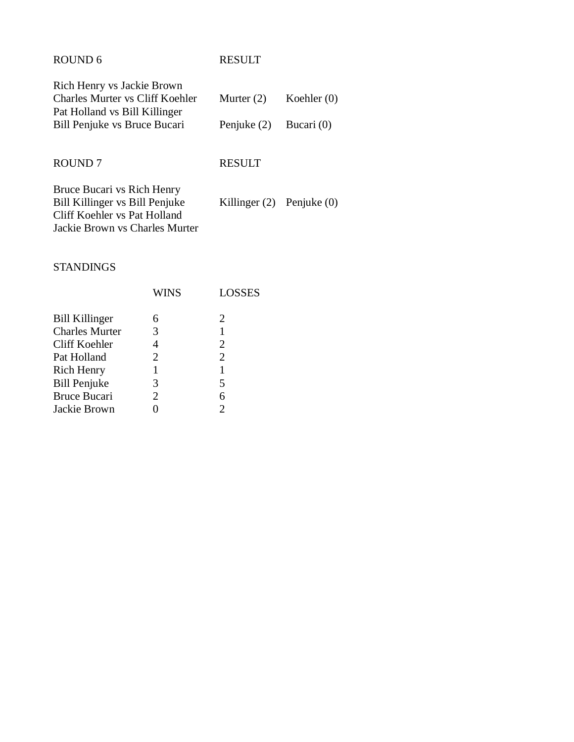| ROUND 6 | RESULT | |
|---|---|---|
| Rich Henry vs Jackie Brown | | |
| Charles Murter vs Cliff Koehler | Murter (2) | Koehler (0) |
| Pat Holland vs Bill Killinger | | |
| Bill Penjuke vs Bruce Bucari | Penjuke (2) | Bucari (0) |

| ROUND 7 | RESULT | |
|---|---|---|
| Bruce Bucari vs Rich Henry | | |
| Bill Killinger vs Bill Penjuke | Killinger (2) | Penjuke (0) |
| Cliff Koehler vs Pat Holland | | |
| Jackie Brown vs Charles Murter | | |

STANDINGS

| | WINS | LOSSES |
|---|---|---|
| Bill Killinger | 6 | 2 |
| Charles Murter | 3 | 1 |
| Cliff Koehler | 4 | 2 |
| Pat Holland | 2 | 2 |
| Rich Henry | 1 | 1 |
| Bill Penjuke | 3 | 5 |
| Bruce Bucari | 2 | 6 |
| Jackie Brown | 0 | 2 |